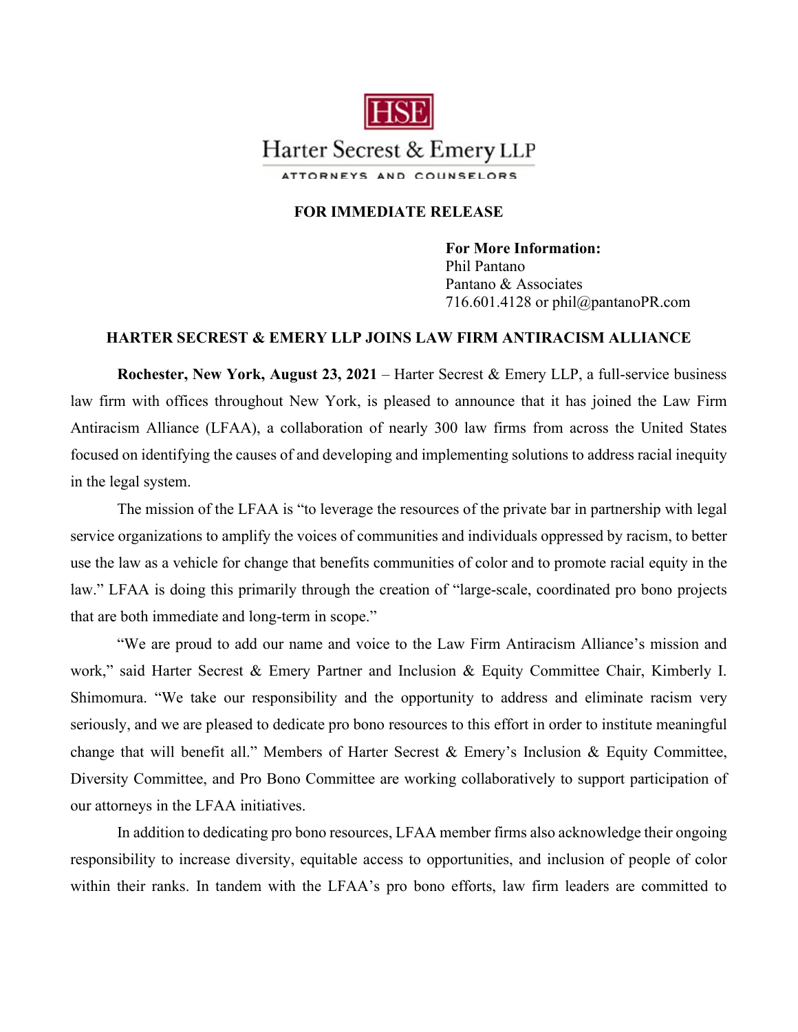HSE

Harter Secrest & Emery LLP

ATTORNEYS AND COUNSELORS

**FOR IMMEDIATE RELEASE**

**For More Information:**
Phil Pantano
Pantano & Associates
716.601.4128 or phil@pantanoPR.com

**HARTER SECREST & EMERY LLP JOINS LAW FIRM ANTIRACISM ALLIANCE**

**Rochester, New York, August 23, 2021** – Harter Secrest & Emery LLP, a full-service business law firm with offices throughout New York, is pleased to announce that it has joined the Law Firm Antiracism Alliance (LFAA), a collaboration of nearly 300 law firms from across the United States focused on identifying the causes of and developing and implementing solutions to address racial inequity in the legal system.

The mission of the LFAA is "to leverage the resources of the private bar in partnership with legal service organizations to amplify the voices of communities and individuals oppressed by racism, to better use the law as a vehicle for change that benefits communities of color and to promote racial equity in the law." LFAA is doing this primarily through the creation of "large-scale, coordinated pro bono projects that are both immediate and long-term in scope."

"We are proud to add our name and voice to the Law Firm Antiracism Alliance's mission and work," said Harter Secrest & Emery Partner and Inclusion & Equity Committee Chair, Kimberly I. Shimomura. "We take our responsibility and the opportunity to address and eliminate racism very seriously, and we are pleased to dedicate pro bono resources to this effort in order to institute meaningful change that will benefit all." Members of Harter Secrest & Emery's Inclusion & Equity Committee, Diversity Committee, and Pro Bono Committee are working collaboratively to support participation of our attorneys in the LFAA initiatives.

In addition to dedicating pro bono resources, LFAA member firms also acknowledge their ongoing responsibility to increase diversity, equitable access to opportunities, and inclusion of people of color within their ranks. In tandem with the LFAA's pro bono efforts, law firm leaders are committed to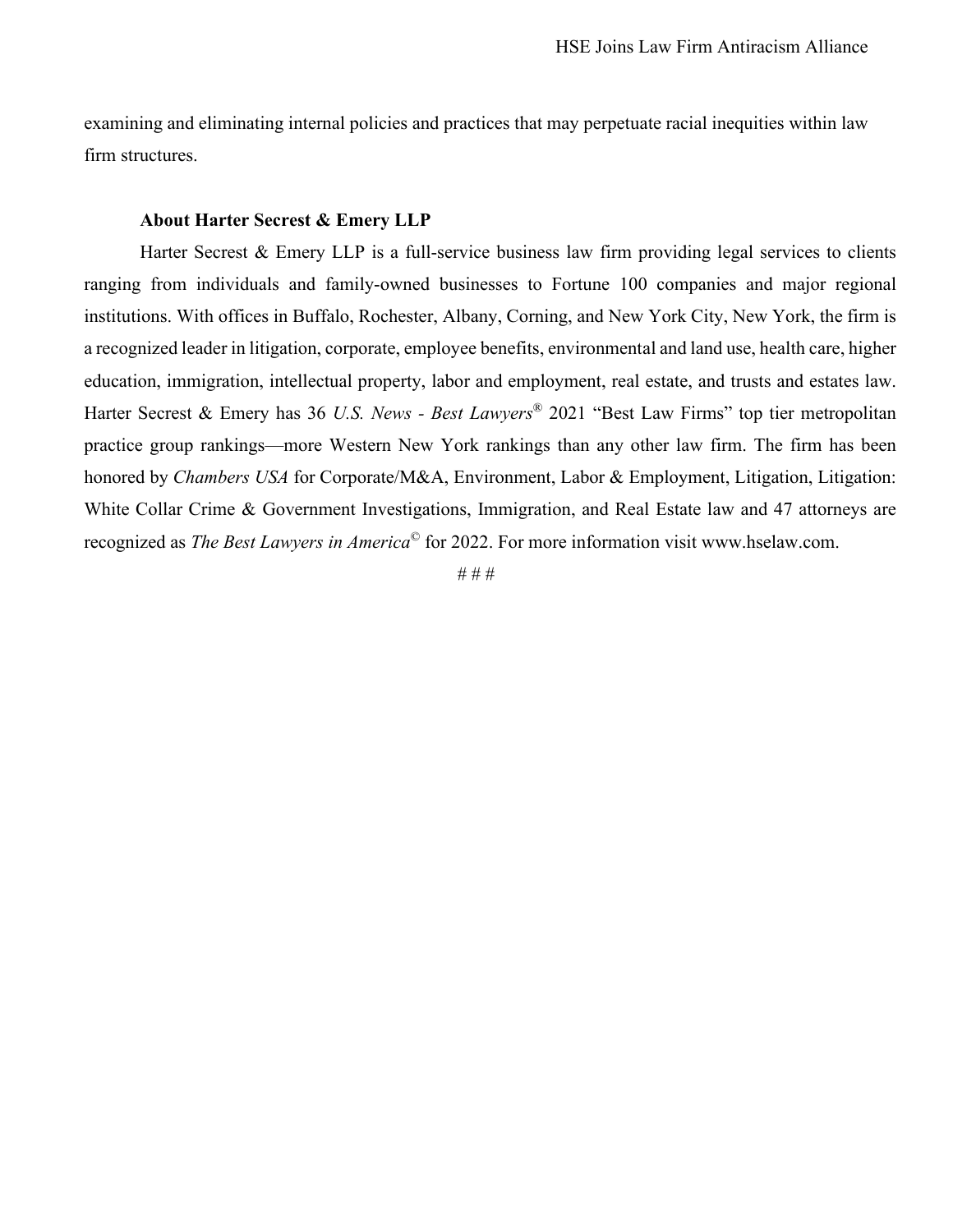examining and eliminating internal policies and practices that may perpetuate racial inequities within law firm structures.

**About Harter Secrest & Emery LLP**

Harter Secrest & Emery LLP is a full-service business law firm providing legal services to clients ranging from individuals and family-owned businesses to Fortune 100 companies and major regional institutions. With offices in Buffalo, Rochester, Albany, Corning, and New York City, New York, the firm is a recognized leader in litigation, corporate, employee benefits, environmental and land use, health care, higher education, immigration, intellectual property, labor and employment, real estate, and trusts and estates law. Harter Secrest & Emery has 36 *U.S. News - Best Lawyers*® 2021 "Best Law Firms" top tier metropolitan practice group rankings—more Western New York rankings than any other law firm. The firm has been honored by *Chambers USA* for Corporate/M&A, Environment, Labor & Employment, Litigation, Litigation: White Collar Crime & Government Investigations, Immigration, and Real Estate law and 47 attorneys are recognized as *The Best Lawyers in America*© for 2022. For more information visit www.hselaw.com.

# # #